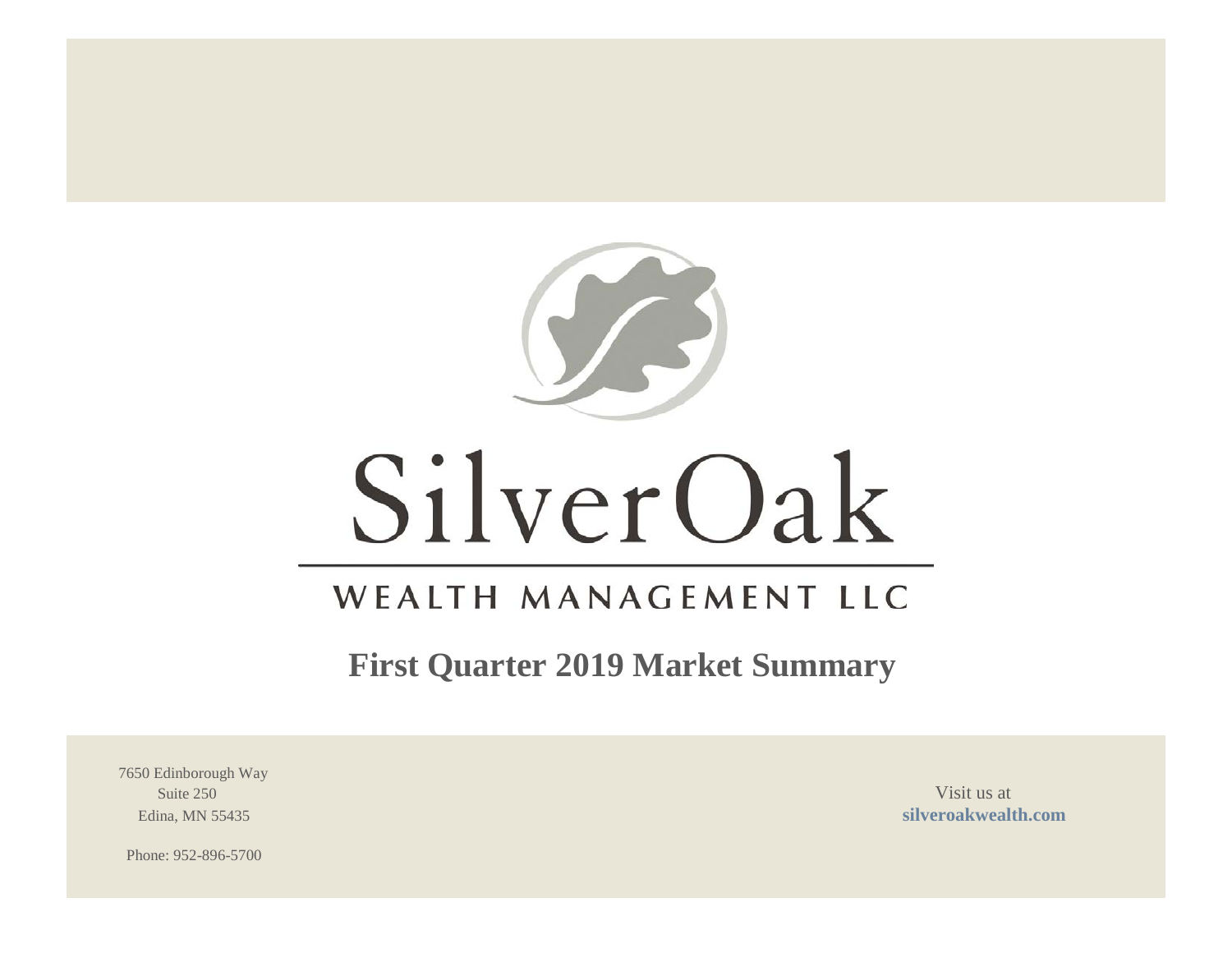SilverOak

WEALTH MANAGEMENT LLC

# First Quarter 2019 Market Summary

7650 Edinborough Way
Suite 250
Edina, MN 55435

Phone: 952-896-5700

Visit us at
**silveroakwealth.com**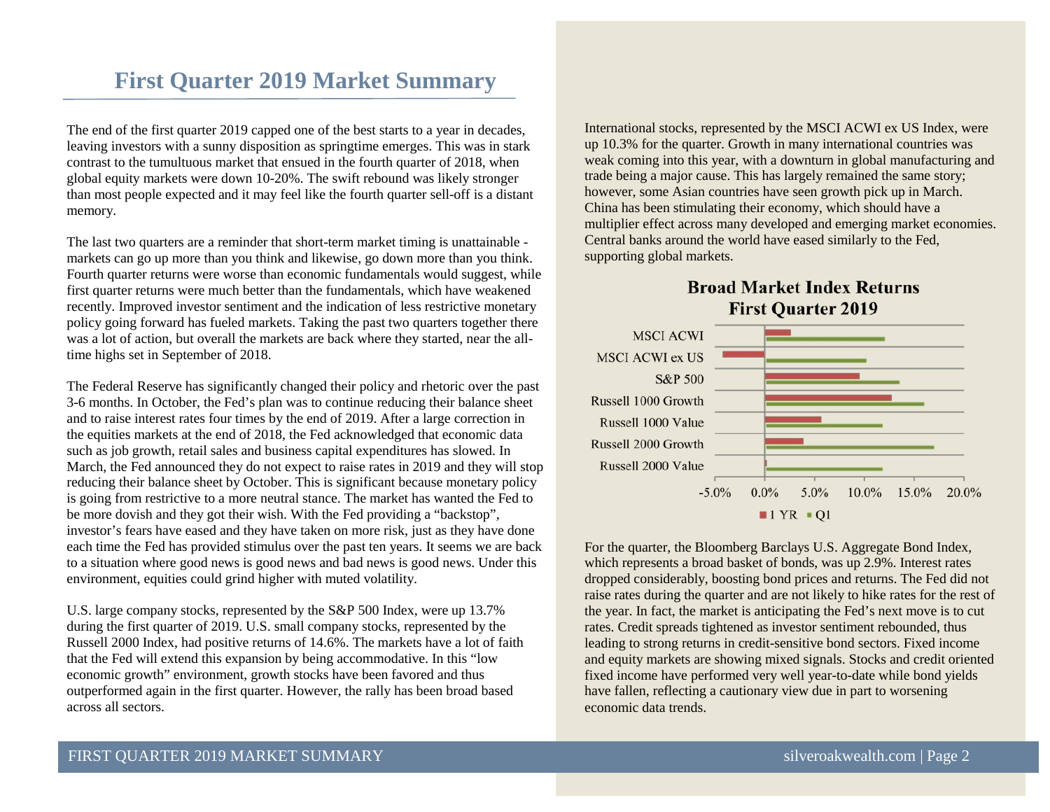# First Quarter 2019 Market Summary

The end of the first quarter 2019 capped one of the best starts to a year in decades, leaving investors with a sunny disposition as springtime emerges. This was in stark contrast to the tumultuous market that ensued in the fourth quarter of 2018, when global equity markets were down 10-20%. The swift rebound was likely stronger than most people expected and it may feel like the fourth quarter sell-off is a distant memory.

The last two quarters are a reminder that short-term market timing is unattainable - markets can go up more than you think and likewise, go down more than you think. Fourth quarter returns were worse than economic fundamentals would suggest, while first quarter returns were much better than the fundamentals, which have weakened recently. Improved investor sentiment and the indication of less restrictive monetary policy going forward has fueled markets. Taking the past two quarters together there was a lot of action, but overall the markets are back where they started, near the all-time highs set in September of 2018.

The Federal Reserve has significantly changed their policy and rhetoric over the past 3-6 months. In October, the Fed's plan was to continue reducing their balance sheet and to raise interest rates four times by the end of 2019. After a large correction in the equities markets at the end of 2018, the Fed acknowledged that economic data such as job growth, retail sales and business capital expenditures has slowed. In March, the Fed announced they do not expect to raise rates in 2019 and they will stop reducing their balance sheet by October. This is significant because monetary policy is going from restrictive to a more neutral stance. The market has wanted the Fed to be more dovish and they got their wish. With the Fed providing a "backstop", investor's fears have eased and they have taken on more risk, just as they have done each time the Fed has provided stimulus over the past ten years. It seems we are back to a situation where good news is good news and bad news is good news. Under this environment, equities could grind higher with muted volatility.

U.S. large company stocks, represented by the S&P 500 Index, were up 13.7% during the first quarter of 2019. U.S. small company stocks, represented by the Russell 2000 Index, had positive returns of 14.6%. The markets have a lot of faith that the Fed will extend this expansion by being accommodative. In this "low economic growth" environment, growth stocks have been favored and thus outperformed again in the first quarter. However, the rally has been broad based across all sectors.

International stocks, represented by the MSCI ACWI ex US Index, were up 10.3% for the quarter. Growth in many international countries was weak coming into this year, with a downturn in global manufacturing and trade being a major cause. This has largely remained the same story; however, some Asian countries have seen growth pick up in March. China has been stimulating their economy, which should have a multiplier effect across many developed and emerging market economies. Central banks around the world have eased similarly to the Fed, supporting global markets.

**Broad Market Index Returns**
**First Quarter 2019**

| Index | 1 YR | Q1 |
|---|---|---|
| MSCI ACWI | ~2.6% | ~12.2% |
| MSCI ACWI ex US | ~-4.2% | ~10.3% |
| S&P 500 | ~9.5% | ~13.7% |
| Russell 1000 Growth | ~12.8% | ~16.1% |
| Russell 1000 Value | ~5.7% | ~11.9% |
| Russell 2000 Growth | ~3.9% | ~17.1% |
| Russell 2000 Value | ~0.2% | ~11.9% |

For the quarter, the Bloomberg Barclays U.S. Aggregate Bond Index, which represents a broad basket of bonds, was up 2.9%. Interest rates dropped considerably, boosting bond prices and returns. The Fed did not raise rates during the quarter and are not likely to hike rates for the rest of the year. In fact, the market is anticipating the Fed's next move is to cut rates. Credit spreads tightened as investor sentiment rebounded, thus leading to strong returns in credit-sensitive bond sectors. Fixed income and equity markets are showing mixed signals. Stocks and credit oriented fixed income have performed very well year-to-date while bond yields have fallen, reflecting a cautionary view due in part to worsening economic data trends.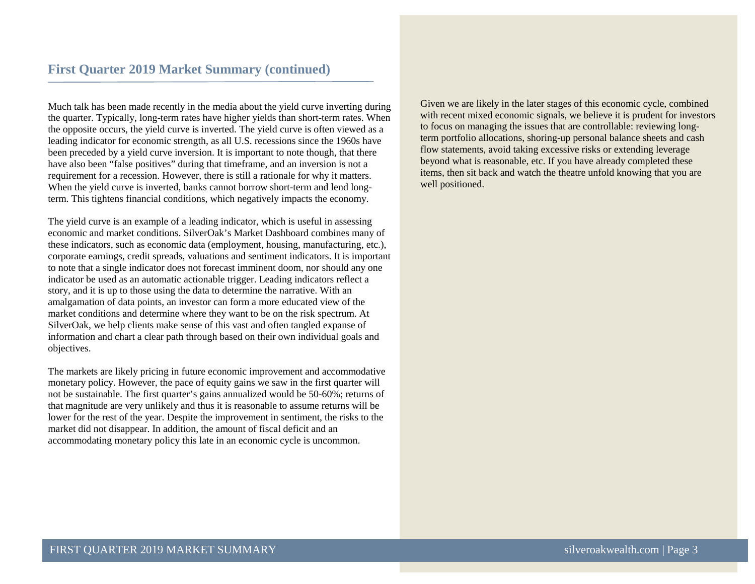## First Quarter 2019 Market Summary (continued)

Much talk has been made recently in the media about the yield curve inverting during the quarter. Typically, long-term rates have higher yields than short-term rates. When the opposite occurs, the yield curve is inverted. The yield curve is often viewed as a leading indicator for economic strength, as all U.S. recessions since the 1960s have been preceded by a yield curve inversion. It is important to note though, that there have also been "false positives" during that timeframe, and an inversion is not a requirement for a recession. However, there is still a rationale for why it matters. When the yield curve is inverted, banks cannot borrow short-term and lend long-term. This tightens financial conditions, which negatively impacts the economy.

The yield curve is an example of a leading indicator, which is useful in assessing economic and market conditions. SilverOak's Market Dashboard combines many of these indicators, such as economic data (employment, housing, manufacturing, etc.), corporate earnings, credit spreads, valuations and sentiment indicators. It is important to note that a single indicator does not forecast imminent doom, nor should any one indicator be used as an automatic actionable trigger. Leading indicators reflect a story, and it is up to those using the data to determine the narrative. With an amalgamation of data points, an investor can form a more educated view of the market conditions and determine where they want to be on the risk spectrum. At SilverOak, we help clients make sense of this vast and often tangled expanse of information and chart a clear path through based on their own individual goals and objectives.

The markets are likely pricing in future economic improvement and accommodative monetary policy. However, the pace of equity gains we saw in the first quarter will not be sustainable. The first quarter's gains annualized would be 50-60%; returns of that magnitude are very unlikely and thus it is reasonable to assume returns will be lower for the rest of the year. Despite the improvement in sentiment, the risks to the market did not disappear. In addition, the amount of fiscal deficit and an accommodating monetary policy this late in an economic cycle is uncommon.

Given we are likely in the later stages of this economic cycle, combined with recent mixed economic signals, we believe it is prudent for investors to focus on managing the issues that are controllable: reviewing long-term portfolio allocations, shoring-up personal balance sheets and cash flow statements, avoid taking excessive risks or extending leverage beyond what is reasonable, etc. If you have already completed these items, then sit back and watch the theatre unfold knowing that you are well positioned.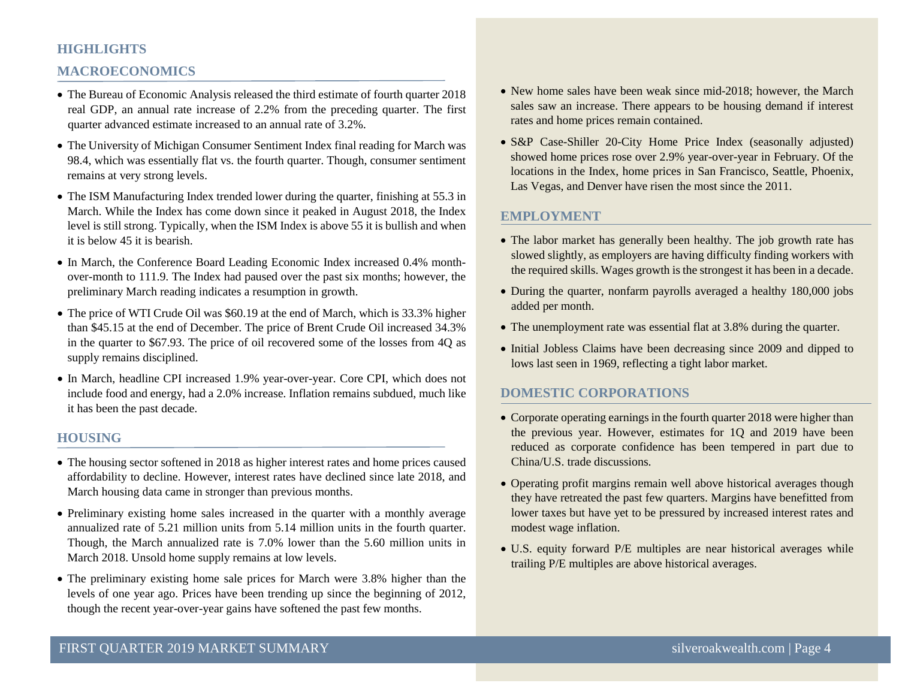## HIGHLIGHTS

### MACROECONOMICS

- The Bureau of Economic Analysis released the third estimate of fourth quarter 2018 real GDP, an annual rate increase of 2.2% from the preceding quarter. The first quarter advanced estimate increased to an annual rate of 3.2%.
- The University of Michigan Consumer Sentiment Index final reading for March was 98.4, which was essentially flat vs. the fourth quarter. Though, consumer sentiment remains at very strong levels.
- The ISM Manufacturing Index trended lower during the quarter, finishing at 55.3 in March. While the Index has come down since it peaked in August 2018, the Index level is still strong. Typically, when the ISM Index is above 55 it is bullish and when it is below 45 it is bearish.
- In March, the Conference Board Leading Economic Index increased 0.4% month-over-month to 111.9. The Index had paused over the past six months; however, the preliminary March reading indicates a resumption in growth.
- The price of WTI Crude Oil was $60.19 at the end of March, which is 33.3% higher than $45.15 at the end of December. The price of Brent Crude Oil increased 34.3% in the quarter to $67.93. The price of oil recovered some of the losses from 4Q as supply remains disciplined.
- In March, headline CPI increased 1.9% year-over-year. Core CPI, which does not include food and energy, had a 2.0% increase. Inflation remains subdued, much like it has been the past decade.

### HOUSING

- The housing sector softened in 2018 as higher interest rates and home prices caused affordability to decline. However, interest rates have declined since late 2018, and March housing data came in stronger than previous months.
- Preliminary existing home sales increased in the quarter with a monthly average annualized rate of 5.21 million units from 5.14 million units in the fourth quarter. Though, the March annualized rate is 7.0% lower than the 5.60 million units in March 2018. Unsold home supply remains at low levels.
- The preliminary existing home sale prices for March were 3.8% higher than the levels of one year ago. Prices have been trending up since the beginning of 2012, though the recent year-over-year gains have softened the past few months.
- New home sales have been weak since mid-2018; however, the March sales saw an increase. There appears to be housing demand if interest rates and home prices remain contained.
- S&P Case-Shiller 20-City Home Price Index (seasonally adjusted) showed home prices rose over 2.9% year-over-year in February. Of the locations in the Index, home prices in San Francisco, Seattle, Phoenix, Las Vegas, and Denver have risen the most since the 2011.

### EMPLOYMENT

- The labor market has generally been healthy. The job growth rate has slowed slightly, as employers are having difficulty finding workers with the required skills. Wages growth is the strongest it has been in a decade.
- During the quarter, nonfarm payrolls averaged a healthy 180,000 jobs added per month.
- The unemployment rate was essential flat at 3.8% during the quarter.
- Initial Jobless Claims have been decreasing since 2009 and dipped to lows last seen in 1969, reflecting a tight labor market.

### DOMESTIC CORPORATIONS

- Corporate operating earnings in the fourth quarter 2018 were higher than the previous year. However, estimates for 1Q and 2019 have been reduced as corporate confidence has been tempered in part due to China/U.S. trade discussions.
- Operating profit margins remain well above historical averages though they have retreated the past few quarters. Margins have benefitted from lower taxes but have yet to be pressured by increased interest rates and modest wage inflation.
- U.S. equity forward P/E multiples are near historical averages while trailing P/E multiples are above historical averages.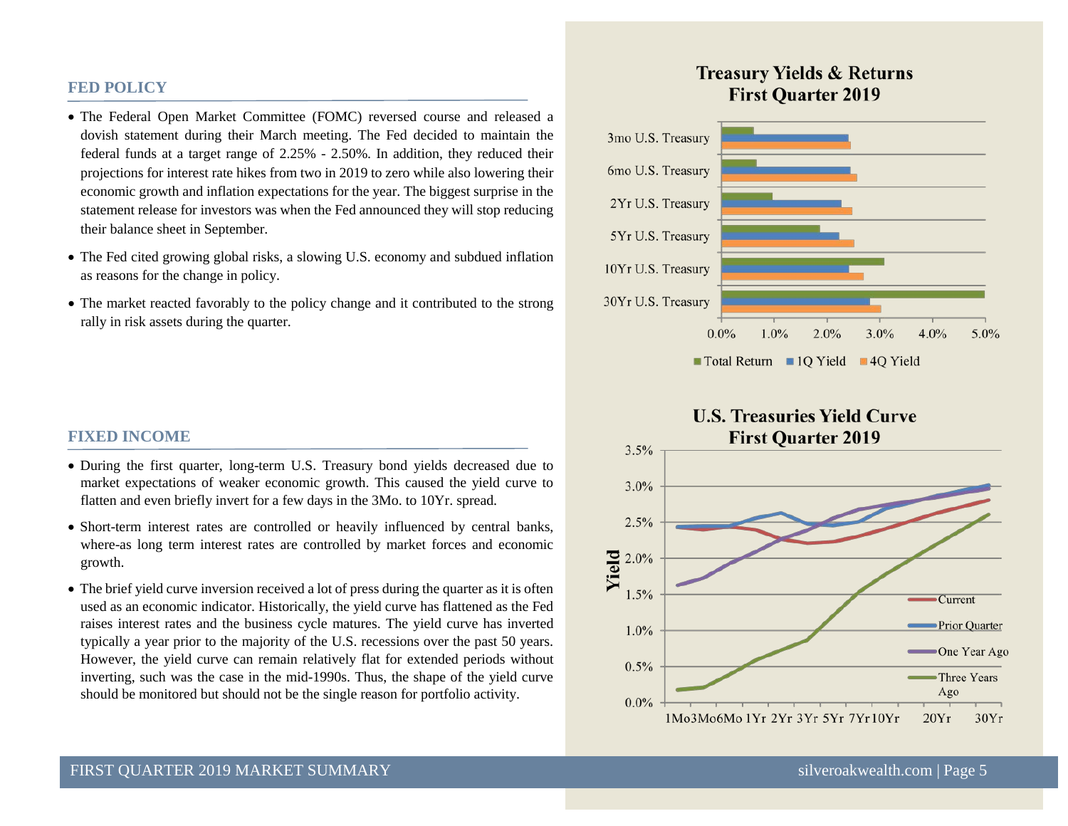## FED POLICY

- The Federal Open Market Committee (FOMC) reversed course and released a dovish statement during their March meeting. The Fed decided to maintain the federal funds at a target range of 2.25% - 2.50%. In addition, they reduced their projections for interest rate hikes from two in 2019 to zero while also lowering their economic growth and inflation expectations for the year. The biggest surprise in the statement release for investors was when the Fed announced they will stop reducing their balance sheet in September.
- The Fed cited growing global risks, a slowing U.S. economy and subdued inflation as reasons for the change in policy.
- The market reacted favorably to the policy change and it contributed to the strong rally in risk assets during the quarter.

## FIXED INCOME

- During the first quarter, long-term U.S. Treasury bond yields decreased due to market expectations of weaker economic growth. This caused the yield curve to flatten and even briefly invert for a few days in the 3Mo. to 10Yr. spread.
- Short-term interest rates are controlled or heavily influenced by central banks, where-as long term interest rates are controlled by market forces and economic growth.
- The brief yield curve inversion received a lot of press during the quarter as it is often used as an economic indicator. Historically, the yield curve has flattened as the Fed raises interest rates and the business cycle matures. The yield curve has inverted typically a year prior to the majority of the U.S. recessions over the past 50 years. However, the yield curve can remain relatively flat for extended periods without inverting, such was the case in the mid-1990s. Thus, the shape of the yield curve should be monitored but should not be the single reason for portfolio activity.

**Treasury Yields & Returns First Quarter 2019**

**U.S. Treasuries Yield Curve First Quarter 2019**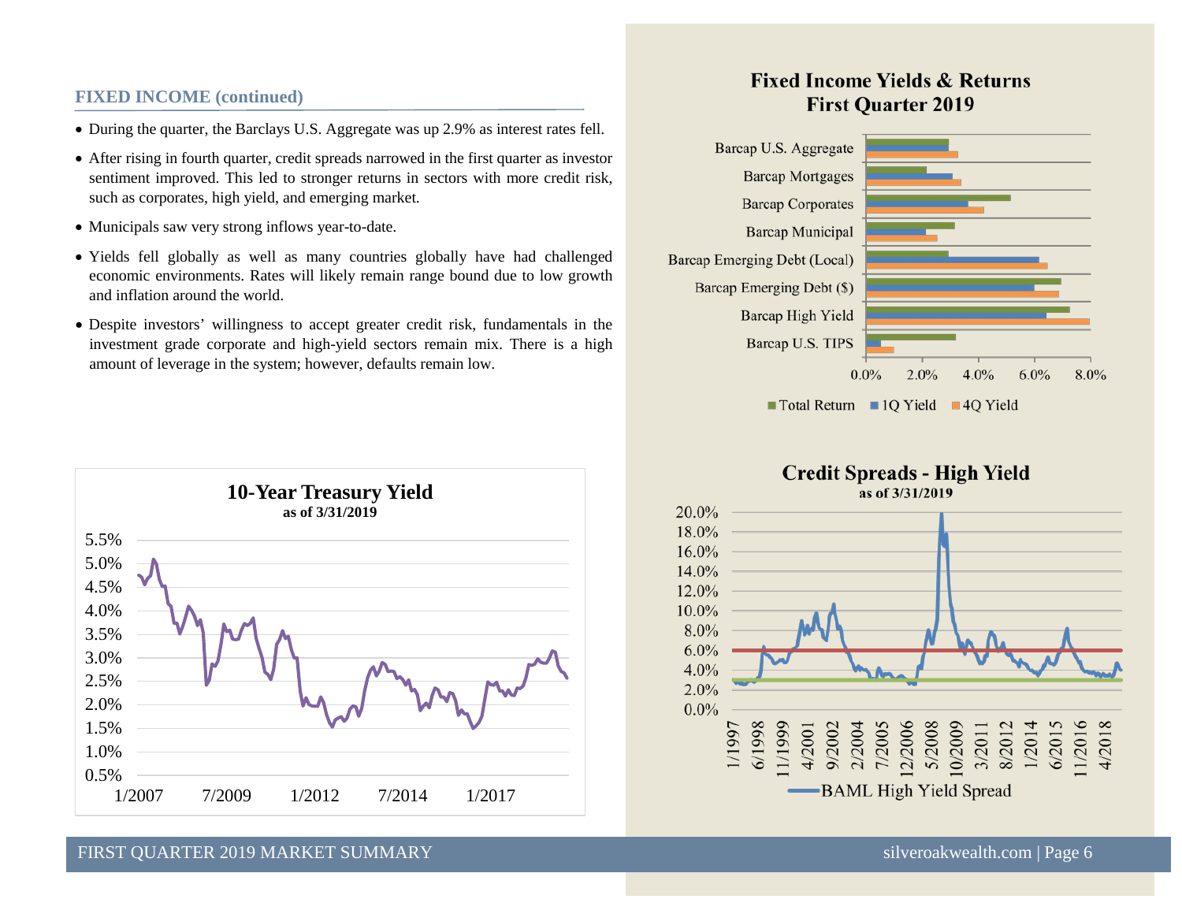## FIXED INCOME (continued)

- During the quarter, the Barclays U.S. Aggregate was up 2.9% as interest rates fell.
- After rising in fourth quarter, credit spreads narrowed in the first quarter as investor sentiment improved. This led to stronger returns in sectors with more credit risk, such as corporates, high yield, and emerging market.
- Municipals saw very strong inflows year-to-date.
- Yields fell globally as well as many countries globally have had challenged economic environments. Rates will likely remain range bound due to low growth and inflation around the world.
- Despite investors' willingness to accept greater credit risk, fundamentals in the investment grade corporate and high-yield sectors remain mix. There is a high amount of leverage in the system; however, defaults remain low.

**10-Year Treasury Yield**
as of 3/31/2019

**Fixed Income Yields & Returns**
**First Quarter 2019**

**Credit Spreads - High Yield**
as of 3/31/2019

BAML High Yield Spread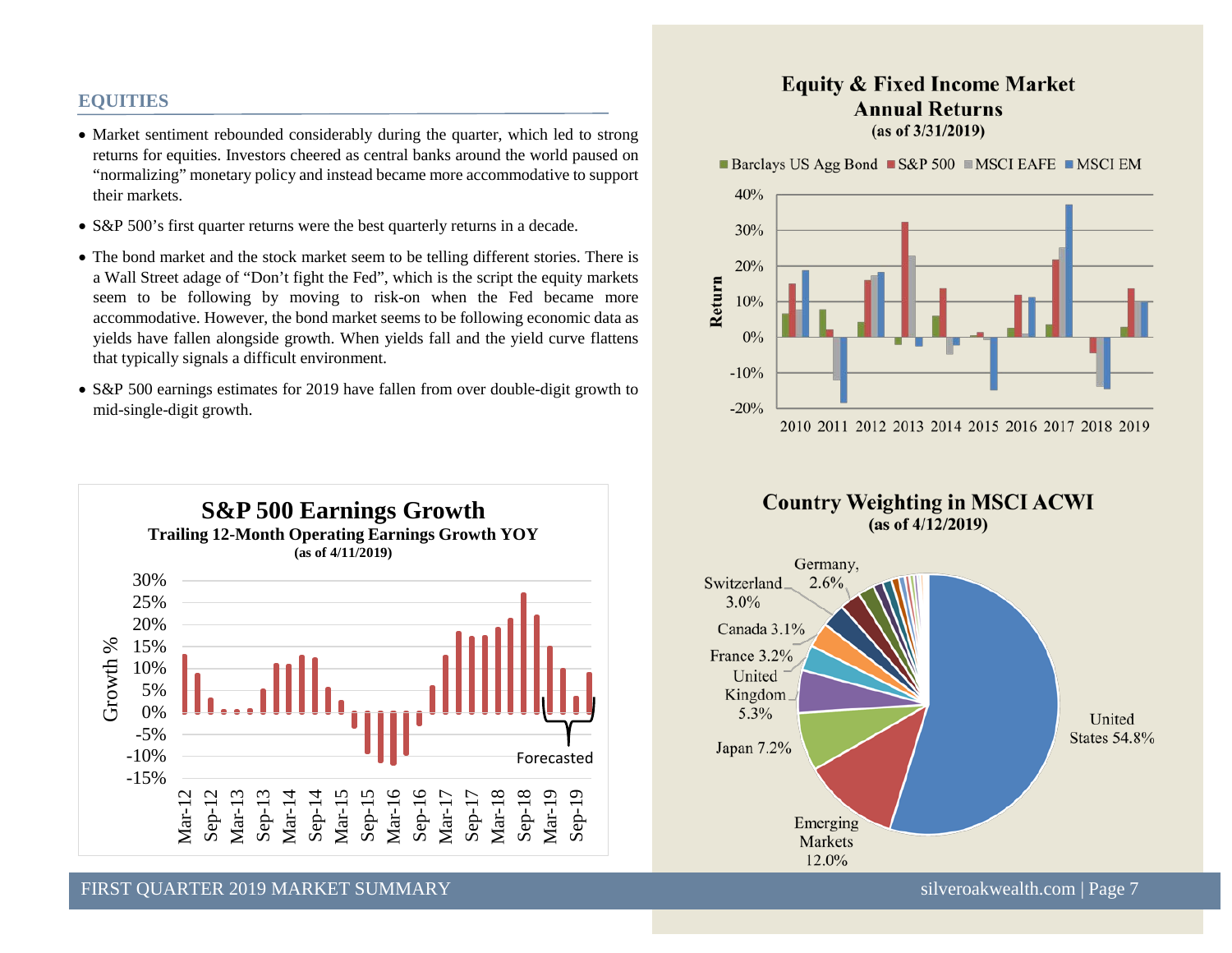## EQUITIES

- Market sentiment rebounded considerably during the quarter, which led to strong returns for equities. Investors cheered as central banks around the world paused on "normalizing" monetary policy and instead became more accommodative to support their markets.
- S&P 500's first quarter returns were the best quarterly returns in a decade.
- The bond market and the stock market seem to be telling different stories. There is a Wall Street adage of "Don't fight the Fed", which is the script the equity markets seem to be following by moving to risk-on when the Fed became more accommodative. However, the bond market seems to be following economic data as yields have fallen alongside growth. When yields fall and the yield curve flattens that typically signals a difficult environment.
- S&P 500 earnings estimates for 2019 have fallen from over double-digit growth to mid-single-digit growth.

**S&P 500 Earnings Growth**
**Trailing 12-Month Operating Earnings Growth YOY**
**(as of 4/11/2019)**

**Equity & Fixed Income Market Annual Returns**
**(as of 3/31/2019)**

**Country Weighting in MSCI ACWI**
**(as of 4/12/2019)**

| Country | Weight |
|---|---|
| United States | 54.8% |
| Emerging Markets | 12.0% |
| Japan | 7.2% |
| United Kingdom | 5.3% |
| France | 3.2% |
| Canada | 3.1% |
| Switzerland | 3.0% |
| Germany | 2.6% |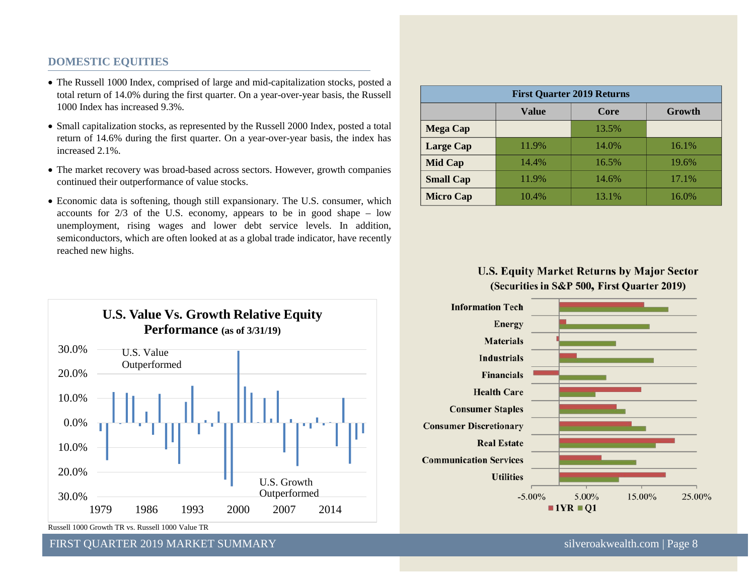## DOMESTIC EQUITIES

- The Russell 1000 Index, comprised of large and mid-capitalization stocks, posted a total return of 14.0% during the first quarter. On a year-over-year basis, the Russell 1000 Index has increased 9.3%.
- Small capitalization stocks, as represented by the Russell 2000 Index, posted a total return of 14.6% during the first quarter. On a year-over-year basis, the index has increased 2.1%.
- The market recovery was broad-based across sectors. However, growth companies continued their outperformance of value stocks.
- Economic data is softening, though still expansionary. The U.S. consumer, which accounts for 2/3 of the U.S. economy, appears to be in good shape – low unemployment, rising wages and lower debt service levels. In addition, semiconductors, which are often looked at as a global trade indicator, have recently reached new highs.

| First Quarter 2019 Returns | | | |
|---|---|---|---|
| | Value | Core | Growth |
| **Mega Cap** | | 13.5% | |
| **Large Cap** | 11.9% | 14.0% | 16.1% |
| **Mid Cap** | 14.4% | 16.5% | 19.6% |
| **Small Cap** | 11.9% | 14.6% | 17.1% |
| **Micro Cap** | 10.4% | 13.1% | 16.0% |

**U.S. Value Vs. Growth Relative Equity Performance** (as of 3/31/19)

U.S. Value Outperformed

U.S. Growth Outperformed

Russell 1000 Growth TR vs. Russell 1000 Value TR

**U.S. Equity Market Returns by Major Sector (Securities in S&P 500, First Quarter 2019)**

1YR ■ Q1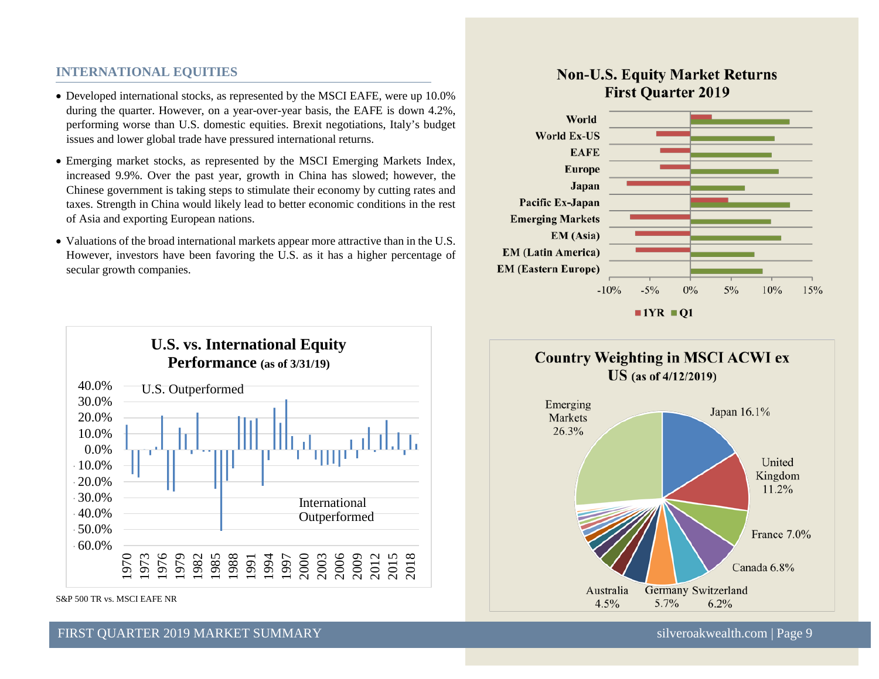## INTERNATIONAL EQUITIES

- Developed international stocks, as represented by the MSCI EAFE, were up 10.0% during the quarter. However, on a year-over-year basis, the EAFE is down 4.2%, performing worse than U.S. domestic equities. Brexit negotiations, Italy's budget issues and lower global trade have pressured international returns.
- Emerging market stocks, as represented by the MSCI Emerging Markets Index, increased 9.9%. Over the past year, growth in China has slowed; however, the Chinese government is taking steps to stimulate their economy by cutting rates and taxes. Strength in China would likely lead to better economic conditions in the rest of Asia and exporting European nations.
- Valuations of the broad international markets appear more attractive than in the U.S. However, investors have been favoring the U.S. as it has a higher percentage of secular growth companies.

**U.S. vs. International Equity Performance (as of 3/31/19)**

S&P 500 TR vs. MSCI EAFE NR

**Non-U.S. Equity Market Returns First Quarter 2019**

**Country Weighting in MSCI ACWI ex US (as of 4/12/2019)**

| Country | Weight |
|---|---|
| Emerging Markets | 26.3% |
| Japan | 16.1% |
| United Kingdom | 11.2% |
| France | 7.0% |
| Canada | 6.8% |
| Switzerland | 6.2% |
| Germany | 5.7% |
| Australia | 4.5% |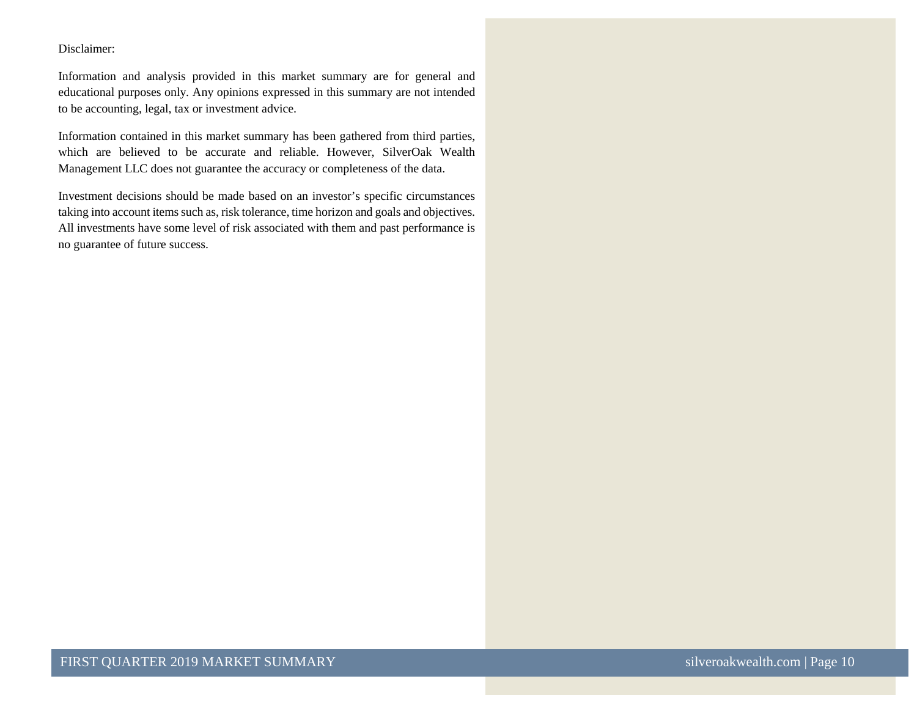Disclaimer:

Information and analysis provided in this market summary are for general and educational purposes only. Any opinions expressed in this summary are not intended to be accounting, legal, tax or investment advice.

Information contained in this market summary has been gathered from third parties, which are believed to be accurate and reliable. However, SilverOak Wealth Management LLC does not guarantee the accuracy or completeness of the data.

Investment decisions should be made based on an investor's specific circumstances taking into account items such as, risk tolerance, time horizon and goals and objectives. All investments have some level of risk associated with them and past performance is no guarantee of future success.